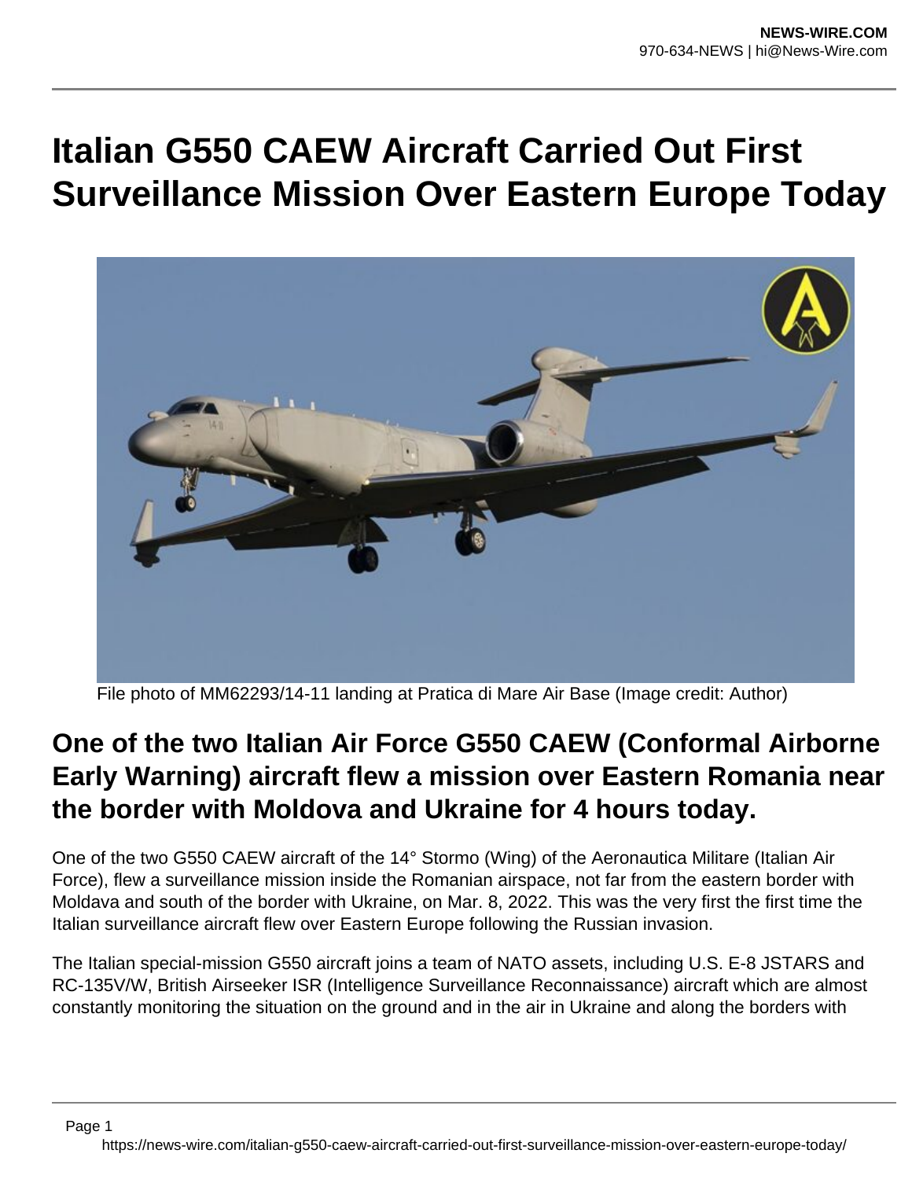# Italian G550 CAEW Aircraft Carried Out First Surveillance Mission Over Eastern Europe Today

File photo of MM62293/14-11 landing at Pratica di Mare Air Base (Image credit: Author)

## One of the two Italian Air Force G550 CAEW (Conformal Airborne Early Warning) aircraft flew a mission over Eastern Romania near the border with Moldova and Ukraine for 4 hours today.

One of the two G550 CAEW aircraft of the 14° Stormo (Wing) of the Aeronautica Militare (Italian Air Force), flew a surveillance mission inside the Romanian airspace, not far from the eastern border with Moldava and south of the border with Ukraine, on Mar. 8, 2022. This was the very first the first time the Italian surveillance aircraft flew over Eastern Europe following the Russian invasion.

The Italian special-mission G550 aircraft joins a team of NATO assets, including U.S. E-8 JSTARS and RC-135V/W, British Airseeker ISR (Intelligence Surveillance Reconnaissance) aircraft which are almost constantly monitoring the situation on the ground and in the air in Ukraine and along the borders with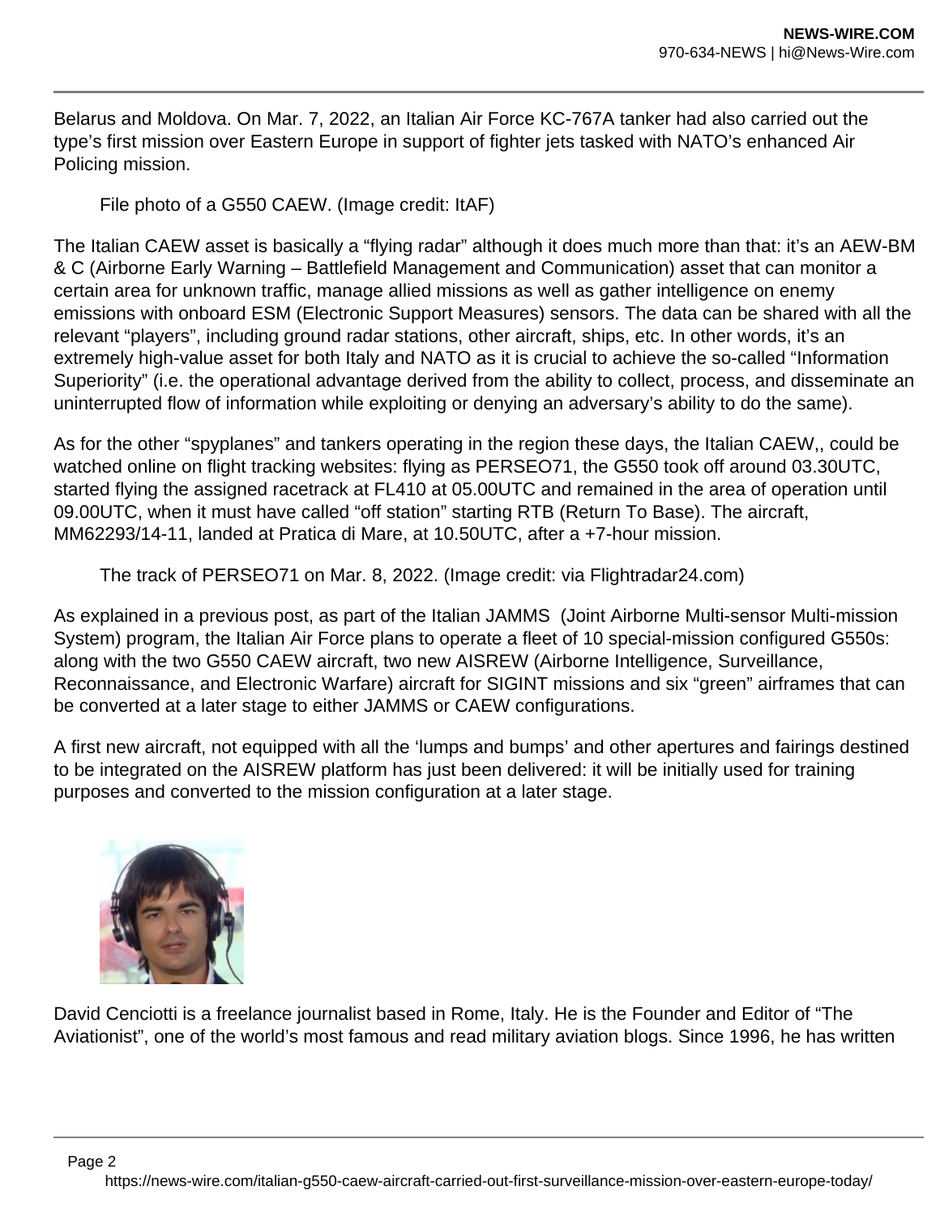Belarus and Moldova. On Mar. 7, 2022, an Italian Air Force KC-767A tanker had also carried out the type's first mission over Eastern Europe in support of fighter jets tasked with NATO's enhanced Air Policing mission.

File photo of a G550 CAEW. (Image credit: ItAF)

The Italian CAEW asset is basically a "flying radar" although it does much more than that: it's an AEW-BM & C (Airborne Early Warning – Battlefield Management and Communication) asset that can monitor a certain area for unknown traffic, manage allied missions as well as gather intelligence on enemy emissions with onboard ESM (Electronic Support Measures) sensors. The data can be shared with all the relevant "players", including ground radar stations, other aircraft, ships, etc. In other words, it's an extremely high-value asset for both Italy and NATO as it is crucial to achieve the so-called "Information Superiority" (i.e. the operational advantage derived from the ability to collect, process, and disseminate an uninterrupted flow of information while exploiting or denying an adversary's ability to do the same).

As for the other "spyplanes" and tankers operating in the region these days, the Italian CAEW,, could be watched online on flight tracking websites: flying as PERSEO71, the G550 took off around 03.30UTC, started flying the assigned racetrack at FL410 at 05.00UTC and remained in the area of operation until 09.00UTC, when it must have called "off station" starting RTB (Return To Base). The aircraft, MM62293/14-11, landed at Pratica di Mare, at 10.50UTC, after a +7-hour mission.

The track of PERSEO71 on Mar. 8, 2022. (Image credit: via Flightradar24.com)

As explained in a previous post, as part of the Italian JAMMS (Joint Airborne Multi-sensor Multi-mission System) program, the Italian Air Force plans to operate a fleet of 10 special-mission configured G550s: along with the two G550 CAEW aircraft, two new AISREW (Airborne Intelligence, Surveillance, Reconnaissance, and Electronic Warfare) aircraft for SIGINT missions and six "green" airframes that can be converted at a later stage to either JAMMS or CAEW configurations.

A first new aircraft, not equipped with all the 'lumps and bumps' and other apertures and fairings destined to be integrated on the AISREW platform has just been delivered: it will be initially used for training purposes and converted to the mission configuration at a later stage.

David Cenciotti is a freelance journalist based in Rome, Italy. He is the Founder and Editor of "The Aviationist", one of the world's most famous and read military aviation blogs. Since 1996, he has written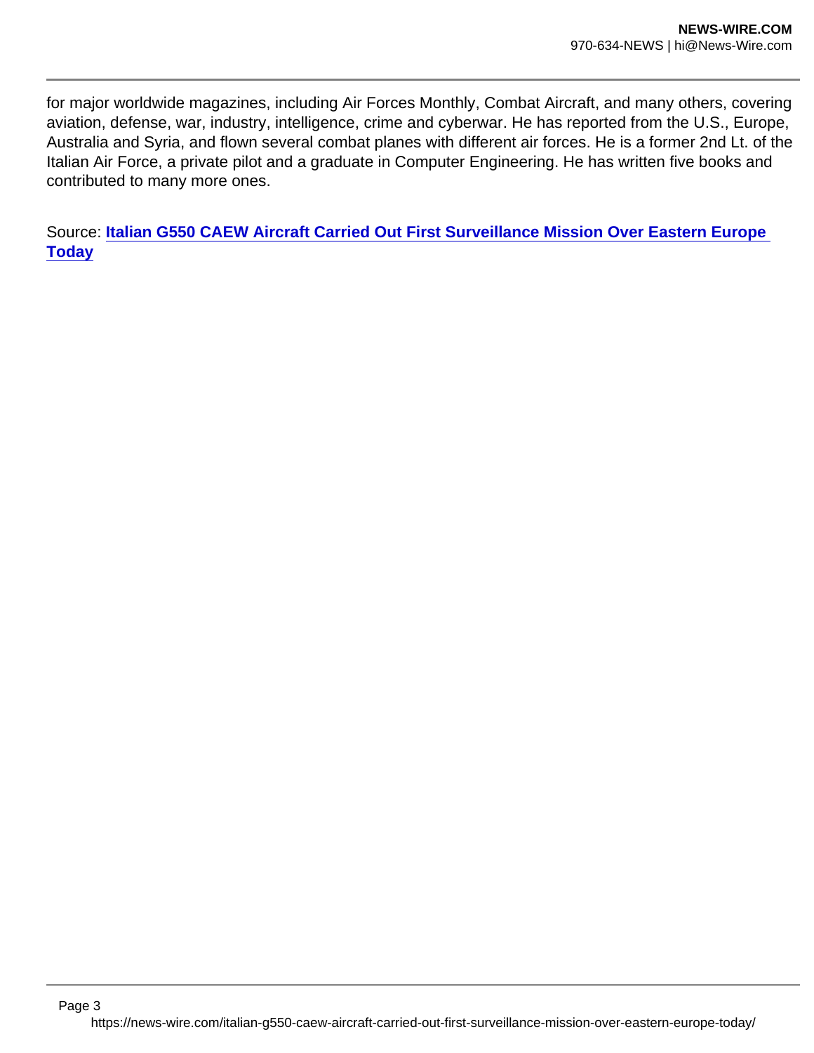for major worldwide magazines, including Air Forces Monthly, Combat Aircraft, and many others, covering aviation, defense, war, industry, intelligence, crime and cyberwar. He has reported from the U.S., Europe, Australia and Syria, and flown several combat planes with different air forces. He is a former 2nd Lt. of the Italian Air Force, a private pilot and a graduate in Computer Engineering. He has written five books and contributed to many more ones.

Source: **Italian G550 CAEW Aircraft Carried Out First Surveillance Mission Over Eastern Europe Today**